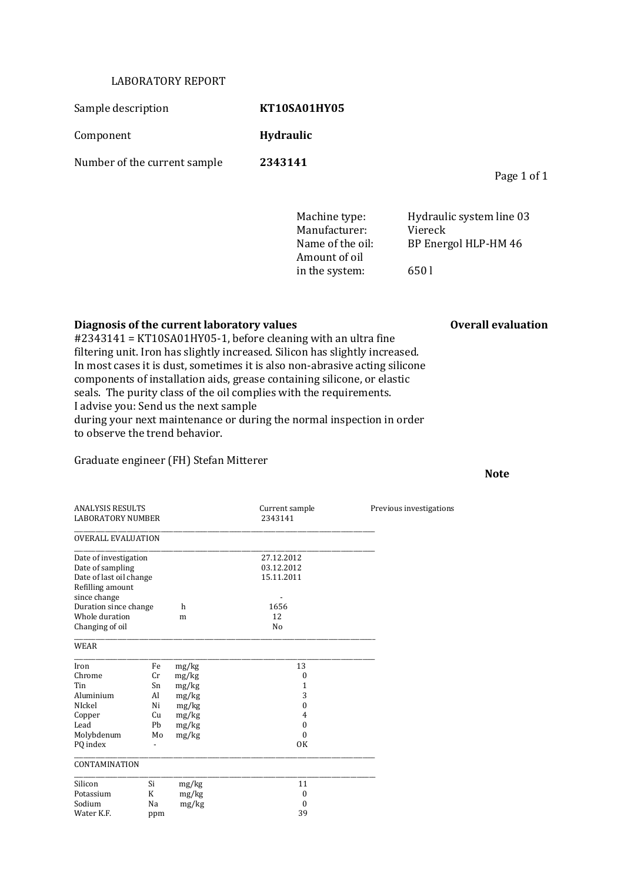# LABORATORY REPORT

| | |
|---|---|
| Sample description | **KT10SA01HY05** |
| Component | **Hydraulic** |
| Number of the current sample | **2343141** |

| | |
|---|---|
| Machine type: | Hydraulic system line 03 |
| Manufacturer: | Viereck |
| Name of the oil: | BP Energol HLP-HM 46 |
| Amount of oil in the system: | 650 l |

**Diagnosis of the current laboratory values** **Overall evaluation**

#2343141 = KT10SA01HY05-1, before cleaning with an ultra fine filtering unit. Iron has slightly increased. Silicon has slightly increased. In most cases it is dust, sometimes it is also non-abrasive acting silicone components of installation aids, grease containing silicone, or elastic seals. The purity class of the oil complies with the requirements.
I advise you: Send us the next sample
during your next maintenance or during the normal inspection in order to observe the trend behavior.

Graduate engineer (FH) Stefan Mitterer

**Note**

| ANALYSIS RESULTS LABORATORY NUMBER | | | Current sample 2343141 | Previous investigations |
|---|---|---|---|---|
| **OVERALL EVALUATION** | | | | |
| Date of investigation | | | 27.12.2012 | |
| Date of sampling | | | 03.12.2012 | |
| Date of last oil change | | | 15.11.2011 | |
| Refilling amount since change | | | - | |
| Duration since change | | h | 1656 | |
| Whole duration | | m | 12 | |
| Changing of oil | | | No | |
| **WEAR** | | | | |
| Iron | Fe | mg/kg | 13 | |
| Chrome | Cr | mg/kg | 0 | |
| Tin | Sn | mg/kg | 1 | |
| Aluminium | Al | mg/kg | 3 | |
| NIckel | Ni | mg/kg | 0 | |
| Copper | Cu | mg/kg | 4 | |
| Lead | Pb | mg/kg | 0 | |
| Molybdenum | Mo | mg/kg | 0 | |
| PQ index | - | | OK | |
| **CONTAMINATION** | | | | |
| Silicon | Si | mg/kg | 11 | |
| Potassium | K | mg/kg | 0 | |
| Sodium | Na | mg/kg | 0 | |
| Water K.F. | ppm | | 39 | |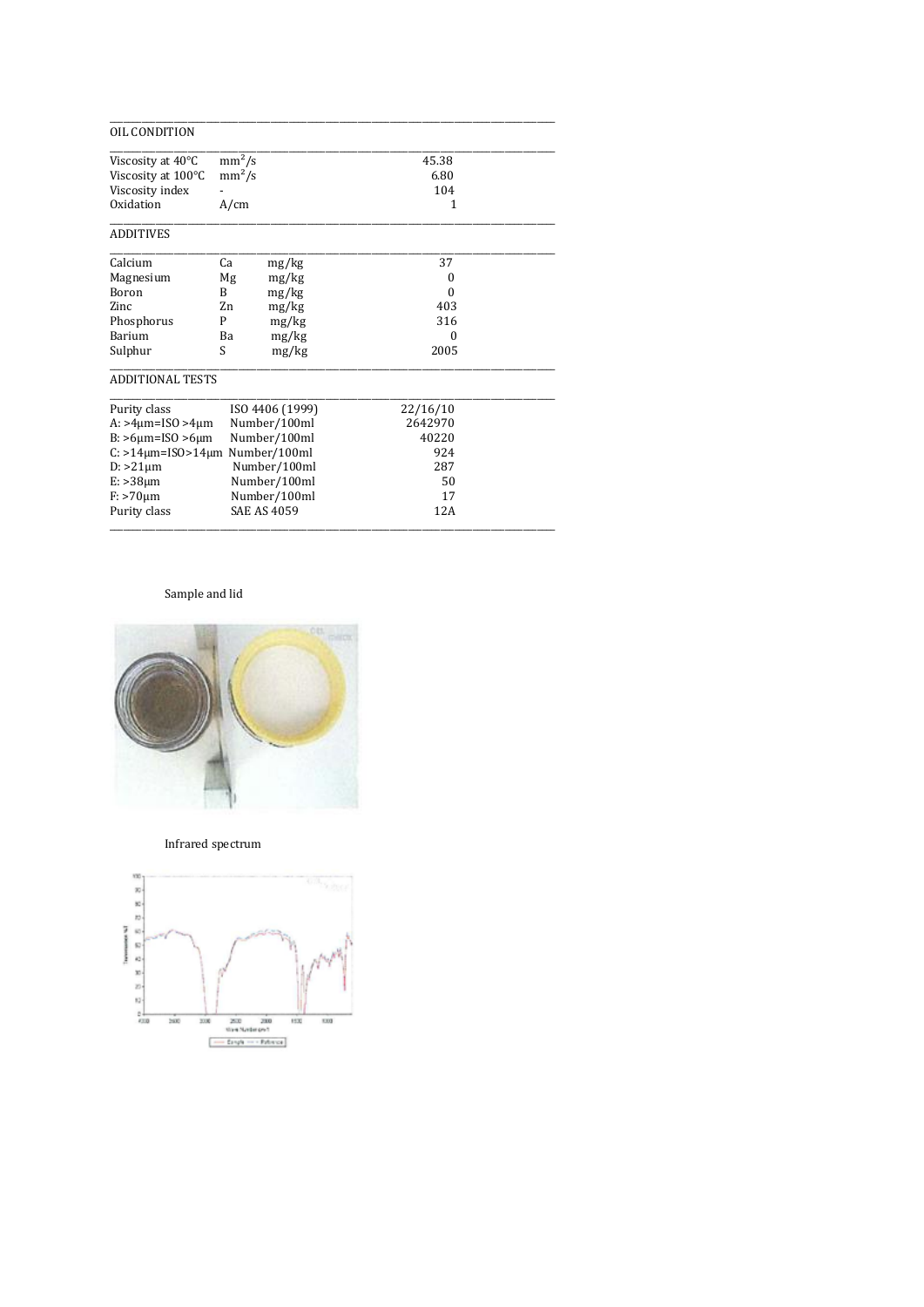## OIL CONDITION

| | | | |
|---|---|---|---|
| Viscosity at 40°C | $mm^2/s$ | | 45.38 |
| Viscosity at 100°C | $mm^2/s$ | | 6.80 |
| Viscosity index | - | | 104 |
| Oxidation | A/cm | | 1 |

## ADDITIVES

| | | | |
|---|---|---|---|
| Calcium | Ca | mg/kg | 37 |
| Magnesium | Mg | mg/kg | 0 |
| Boron | B | mg/kg | 0 |
| Zinc | Zn | mg/kg | 403 |
| Phosphorus | P | mg/kg | 316 |
| Barium | Ba | mg/kg | 0 |
| Sulphur | S | mg/kg | 2005 |

## ADDITIONAL TESTS

| | | |
|---|---|---|
| Purity class | ISO 4406 (1999) | 22/16/10 |
| A: >4µm=ISO >4µm | Number/100ml | 2642970 |
| B: >6µm=ISO >6µm | Number/100ml | 40220 |
| C: >14µm=ISO>14µm | Number/100ml | 924 |
| D: >21µm | Number/100ml | 287 |
| E: >38µm | Number/100ml | 50 |
| F: >70µm | Number/100ml | 17 |
| Purity class | SAE AS 4059 | 12A |

Sample and lid

Infrared spectrum